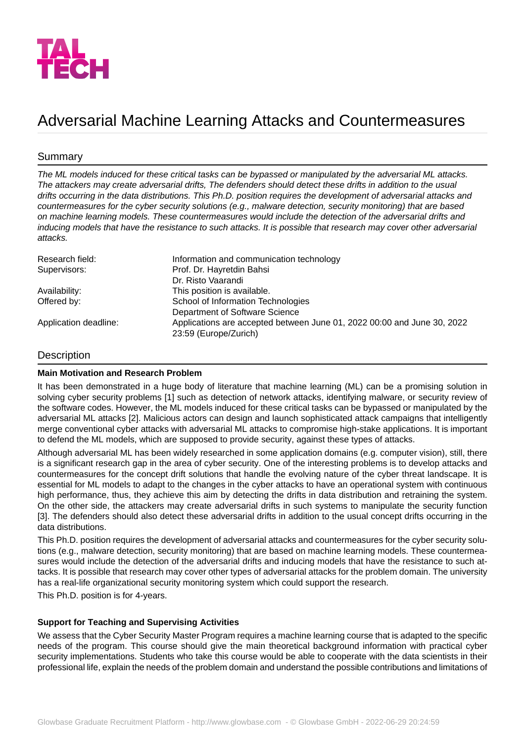TAL TECH

# Adversarial Machine Learning Attacks and Countermeasures

## Summary

*The ML models induced for these critical tasks can be bypassed or manipulated by the adversarial ML attacks. The attackers may create adversarial drifts, The defenders should detect these drifts in addition to the usual drifts occurring in the data distributions. This Ph.D. position requires the development of adversarial attacks and countermeasures for the cyber security solutions (e.g., malware detection, security monitoring) that are based on machine learning models. These countermeasures would include the detection of the adversarial drifts and inducing models that have the resistance to such attacks. It is possible that research may cover other adversarial attacks.*

| | |
|---|---|
| Research field: | Information and communication technology |
| Supervisors: | Prof. Dr. Hayretdin Bahsi<br>Dr. Risto Vaarandi |
| Availability: | This position is available. |
| Offered by: | School of Information Technologies<br>Department of Software Science |
| Application deadline: | Applications are accepted between June 01, 2022 00:00 and June 30, 2022 23:59 (Europe/Zurich) |

## Description

**Main Motivation and Research Problem**

It has been demonstrated in a huge body of literature that machine learning (ML) can be a promising solution in solving cyber security problems [1] such as detection of network attacks, identifying malware, or security review of the software codes. However, the ML models induced for these critical tasks can be bypassed or manipulated by the adversarial ML attacks [2]. Malicious actors can design and launch sophisticated attack campaigns that intelligently merge conventional cyber attacks with adversarial ML attacks to compromise high-stake applications. It is important to defend the ML models, which are supposed to provide security, against these types of attacks.

Although adversarial ML has been widely researched in some application domains (e.g. computer vision), still, there is a significant research gap in the area of cyber security. One of the interesting problems is to develop attacks and countermeasures for the concept drift solutions that handle the evolving nature of the cyber threat landscape. It is essential for ML models to adapt to the changes in the cyber attacks to have an operational system with continuous high performance, thus, they achieve this aim by detecting the drifts in data distribution and retraining the system. On the other side, the attackers may create adversarial drifts in such systems to manipulate the security function [3]. The defenders should also detect these adversarial drifts in addition to the usual concept drifts occurring in the data distributions.

This Ph.D. position requires the development of adversarial attacks and countermeasures for the cyber security solutions (e.g., malware detection, security monitoring) that are based on machine learning models. These countermeasures would include the detection of the adversarial drifts and inducing models that have the resistance to such attacks. It is possible that research may cover other types of adversarial attacks for the problem domain. The university has a real-life organizational security monitoring system which could support the research.

This Ph.D. position is for 4-years.

**Support for Teaching and Supervising Activities**

We assess that the Cyber Security Master Program requires a machine learning course that is adapted to the specific needs of the program. This course should give the main theoretical background information with practical cyber security implementations. Students who take this course would be able to cooperate with the data scientists in their professional life, explain the needs of the problem domain and understand the possible contributions and limitations of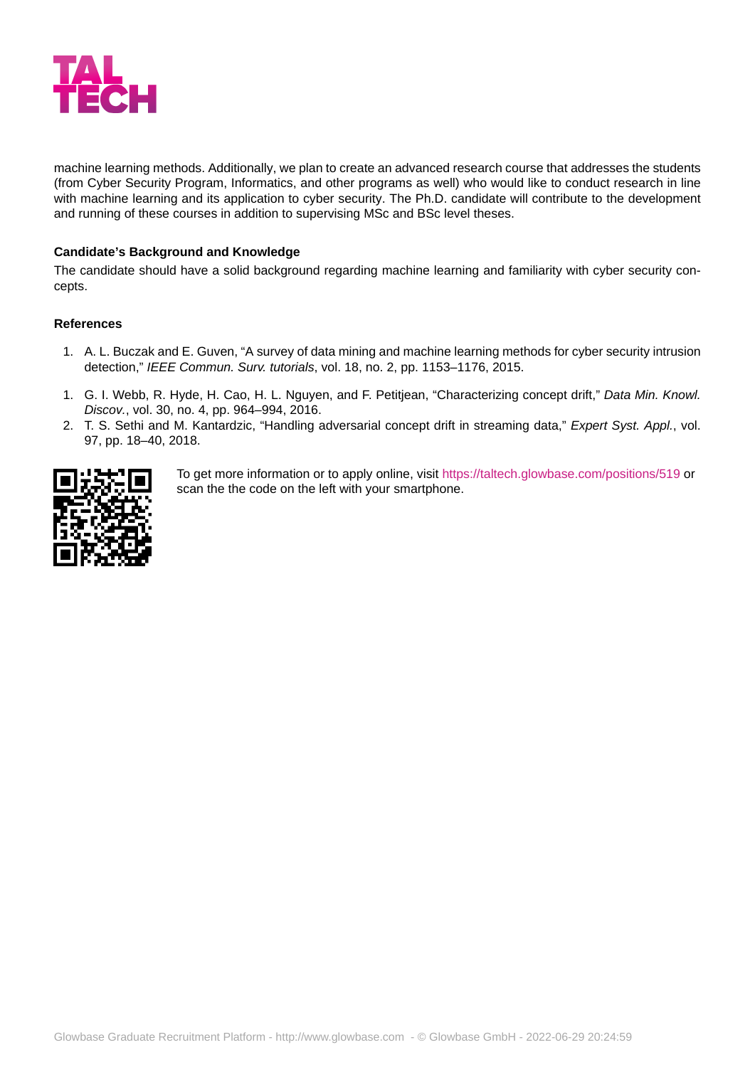machine learning methods. Additionally, we plan to create an advanced research course that addresses the students (from Cyber Security Program, Informatics, and other programs as well) who would like to conduct research in line with machine learning and its application to cyber security. The Ph.D. candidate will contribute to the development and running of these courses in addition to supervising MSc and BSc level theses.

**Candidate's Background and Knowledge**

The candidate should have a solid background regarding machine learning and familiarity with cyber security concepts.

**References**

1. A. L. Buczak and E. Guven, "A survey of data mining and machine learning methods for cyber security intrusion detection," *IEEE Commun. Surv. tutorials*, vol. 18, no. 2, pp. 1153–1176, 2015.

1. G. I. Webb, R. Hyde, H. Cao, H. L. Nguyen, and F. Petitjean, "Characterizing concept drift," *Data Min. Knowl. Discov.*, vol. 30, no. 4, pp. 964–994, 2016.
2. T. S. Sethi and M. Kantardzic, "Handling adversarial concept drift in streaming data," *Expert Syst. Appl.*, vol. 97, pp. 18–40, 2018.

To get more information or to apply online, visit https://taltech.glowbase.com/positions/519 or scan the the code on the left with your smartphone.